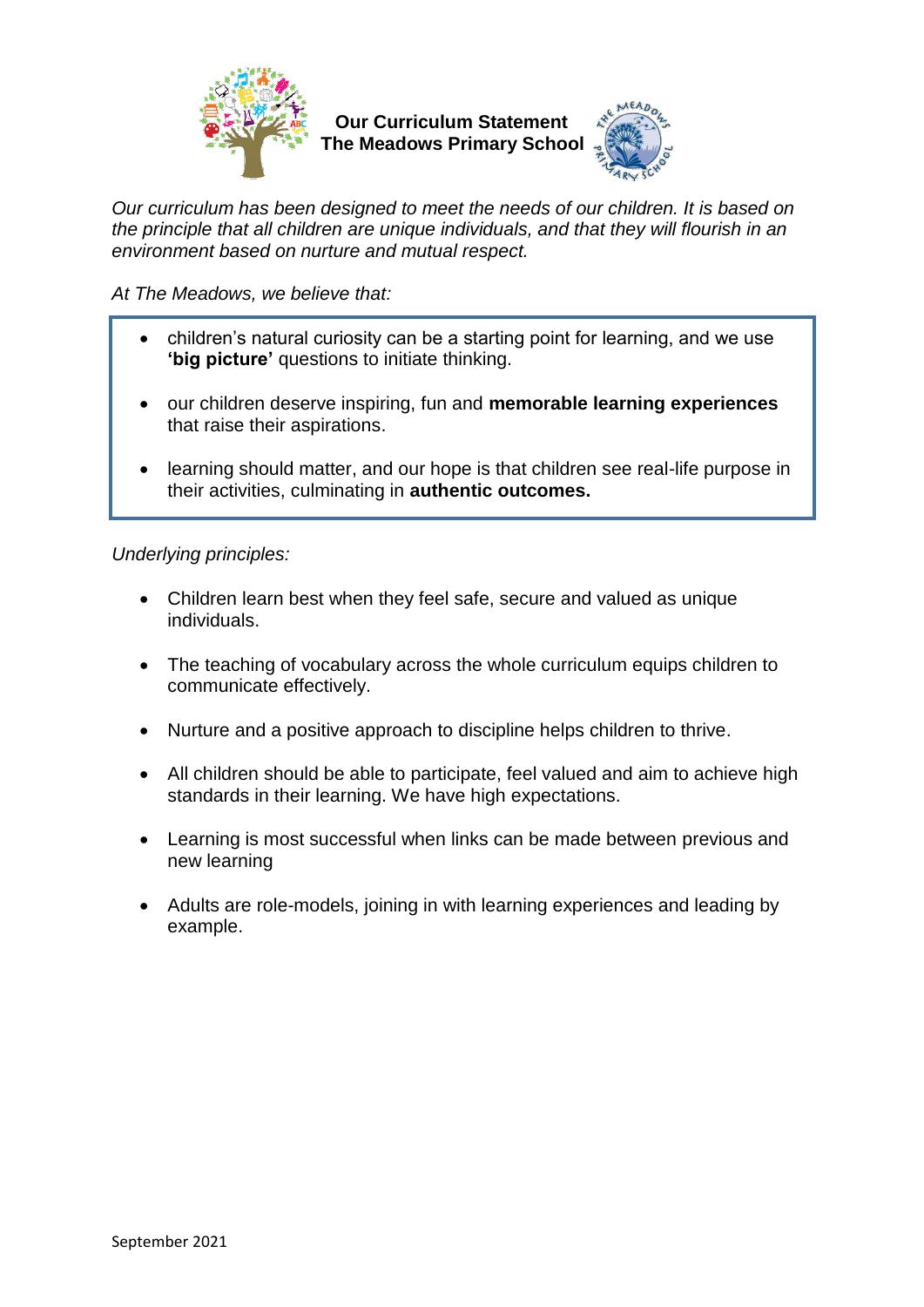# Our Curriculum Statement
# The Meadows Primary School

*Our curriculum has been designed to meet the needs of our children. It is based on the principle that all children are unique individuals, and that they will flourish in an environment based on nurture and mutual respect.*

*At The Meadows, we believe that:*

- children's natural curiosity can be a starting point for learning, and we use **'big picture'** questions to initiate thinking.
- our children deserve inspiring, fun and **memorable learning experiences** that raise their aspirations.
- learning should matter, and our hope is that children see real-life purpose in their activities, culminating in **authentic outcomes.**

*Underlying principles:*

- Children learn best when they feel safe, secure and valued as unique individuals.
- The teaching of vocabulary across the whole curriculum equips children to communicate effectively.
- Nurture and a positive approach to discipline helps children to thrive.
- All children should be able to participate, feel valued and aim to achieve high standards in their learning. We have high expectations.
- Learning is most successful when links can be made between previous and new learning
- Adults are role-models, joining in with learning experiences and leading by example.

September 2021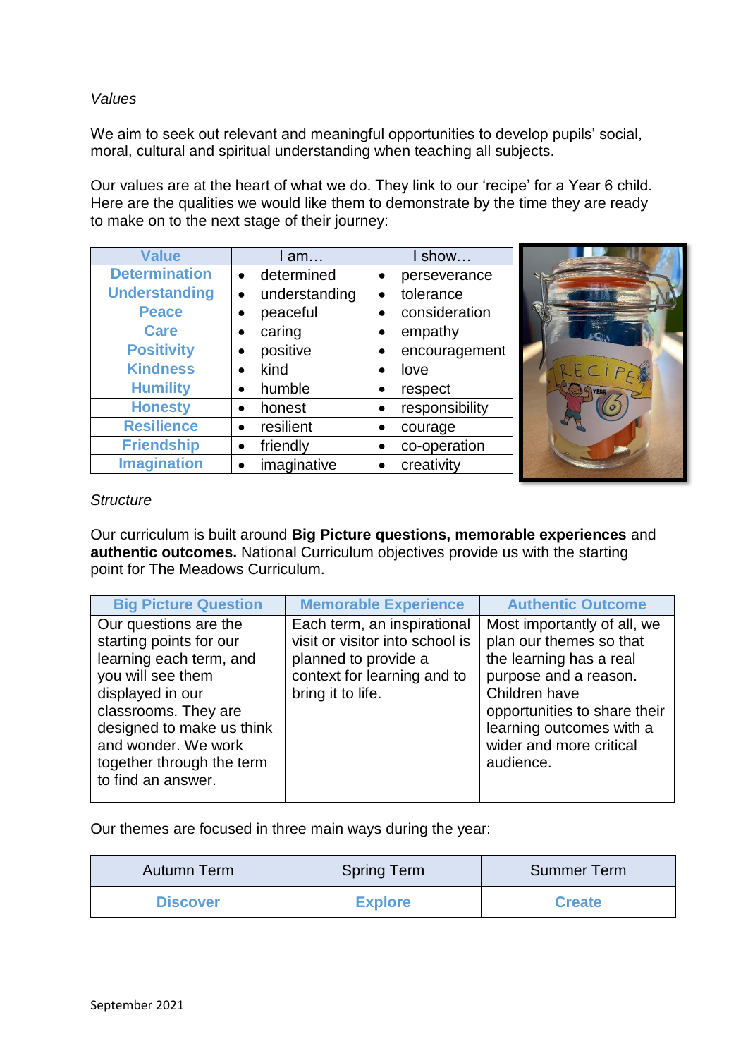*Values*

We aim to seek out relevant and meaningful opportunities to develop pupils' social, moral, cultural and spiritual understanding when teaching all subjects.

Our values are at the heart of what we do. They link to our 'recipe' for a Year 6 child. Here are the qualities we would like them to demonstrate by the time they are ready to make on to the next stage of their journey:

| Value | I am… | I show… |
|---|---|---|
| **Determination** | • determined | • perseverance |
| **Understanding** | • understanding | • tolerance |
| **Peace** | • peaceful | • consideration |
| **Care** | • caring | • empathy |
| **Positivity** | • positive | • encouragement |
| **Kindness** | • kind | • love |
| **Humility** | • humble | • respect |
| **Honesty** | • honest | • responsibility |
| **Resilience** | • resilient | • courage |
| **Friendship** | • friendly | • co-operation |
| **Imagination** | • imaginative | • creativity |

*Structure*

Our curriculum is built around **Big Picture questions, memorable experiences** and **authentic outcomes.** National Curriculum objectives provide us with the starting point for The Meadows Curriculum.

| Big Picture Question | Memorable Experience | Authentic Outcome |
|---|---|---|
| Our questions are the starting points for our learning each term, and you will see them displayed in our classrooms. They are designed to make us think and wonder. We work together through the term to find an answer. | Each term, an inspirational visit or visitor into school is planned to provide a context for learning and to bring it to life. | Most importantly of all, we plan our themes so that the learning has a real purpose and a reason. Children have opportunities to share their learning outcomes with a wider and more critical audience. |

Our themes are focused in three main ways during the year:

| Autumn Term | Spring Term | Summer Term |
|---|---|---|
| **Discover** | **Explore** | **Create** |

September 2021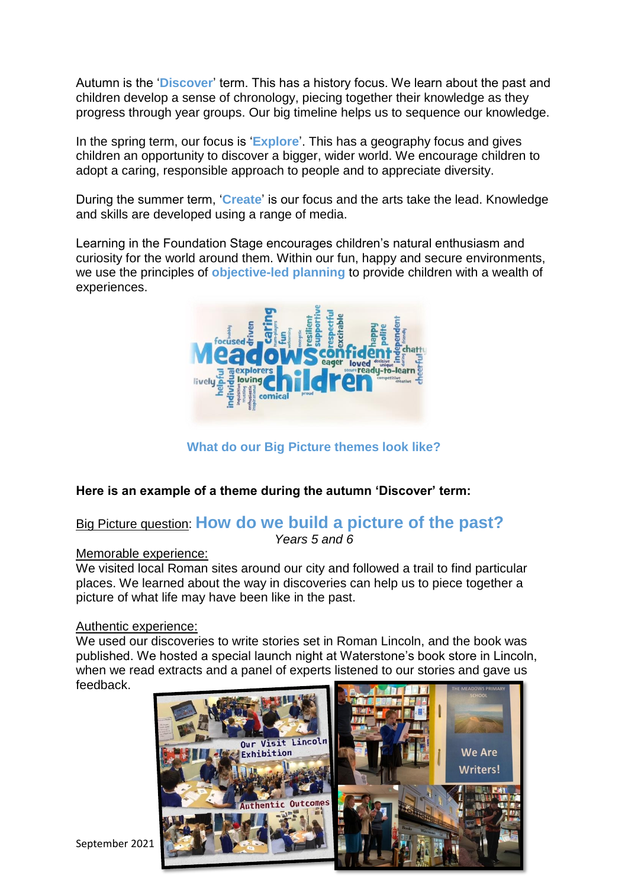Autumn is the '**Discover**' term. This has a history focus. We learn about the past and children develop a sense of chronology, piecing together their knowledge as they progress through year groups. Our big timeline helps us to sequence our knowledge.

In the spring term, our focus is '**Explore**'. This has a geography focus and gives children an opportunity to discover a bigger, wider world. We encourage children to adopt a caring, responsible approach to people and to appreciate diversity.

During the summer term, '**Create**' is our focus and the arts take the lead. Knowledge and skills are developed using a range of media.

Learning in the Foundation Stage encourages children's natural enthusiasm and curiosity for the world around them. Within our fun, happy and secure environments, we use the principles of **objective-led planning** to provide children with a wealth of experiences.

**What do our Big Picture themes look like?**

**Here is an example of a theme during the autumn 'Discover' term:**

Big Picture question: **How do we build a picture of the past?**

*Years 5 and 6*

Memorable experience:

We visited local Roman sites around our city and followed a trail to find particular places. We learned about the way in discoveries can help us to piece together a picture of what life may have been like in the past.

Authentic experience:

We used our discoveries to write stories set in Roman Lincoln, and the book was published. We hosted a special launch night at Waterstone's book store in Lincoln, when we read extracts and a panel of experts listened to our stories and gave us feedback.

September 2021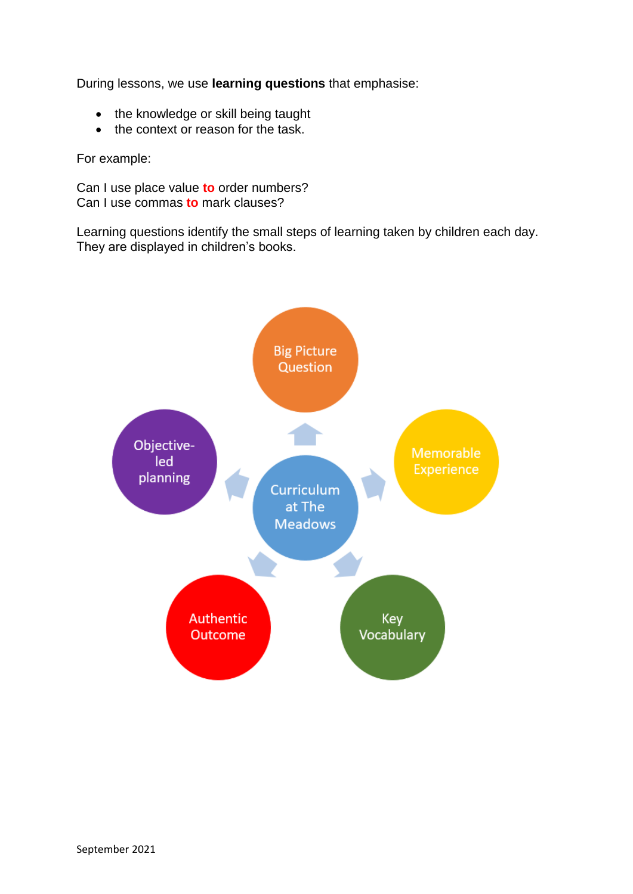During lessons, we use **learning questions** that emphasise:

- the knowledge or skill being taught
- the context or reason for the task.

For example:

Can I use place value **to** order numbers?
Can I use commas **to** mark clauses?

Learning questions identify the small steps of learning taken by children each day. They are displayed in children's books.

Big Picture Question

Objective-led planning

Curriculum at The Meadows

Memorable Experience

Authentic Outcome

Key Vocabulary

September 2021